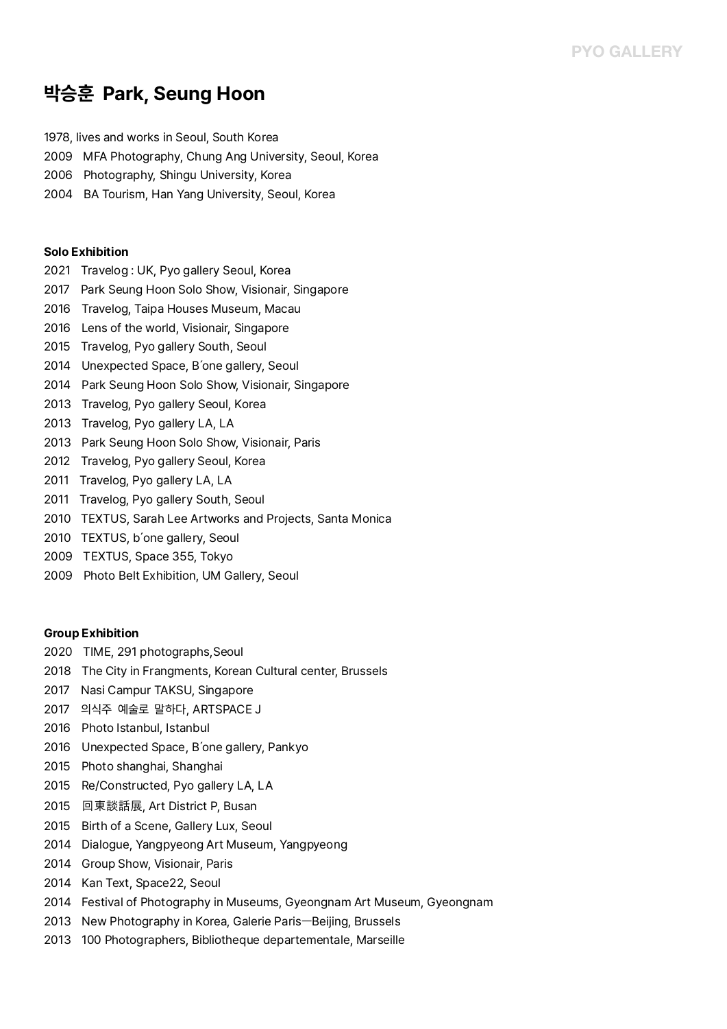# 박승훈 Park, Seung Hoon

1978, lives and works in Seoul, South Korea
2009 MFA Photography, Chung Ang University, Seoul, Korea
2006 Photography, Shingu University, Korea
2004 BA Tourism, Han Yang University, Seoul, Korea

**Solo Exhibition**

2021 Travelog : UK, Pyo gallery Seoul, Korea
2017 Park Seung Hoon Solo Show, Visionair, Singapore
2016 Travelog, Taipa Houses Museum, Macau
2016 Lens of the world, Visionair, Singapore
2015 Travelog, Pyo gallery South, Seoul
2014 Unexpected Space, B´one gallery, Seoul
2014 Park Seung Hoon Solo Show, Visionair, Singapore
2013 Travelog, Pyo gallery Seoul, Korea
2013 Travelog, Pyo gallery LA, LA
2013 Park Seung Hoon Solo Show, Visionair, Paris
2012 Travelog, Pyo gallery Seoul, Korea
2011 Travelog, Pyo gallery LA, LA
2011 Travelog, Pyo gallery South, Seoul
2010 TEXTUS, Sarah Lee Artworks and Projects, Santa Monica
2010 TEXTUS, b´one gallery, Seoul
2009 TEXTUS, Space 355, Tokyo
2009 Photo Belt Exhibition, UM Gallery, Seoul

**Group Exhibition**

2020 TIME, 291 photographs,Seoul
2018 The City in Frangments, Korean Cultural center, Brussels
2017 Nasi Campur TAKSU, Singapore
2017 의식주 예술로 말하다, ARTSPACE J
2016 Photo Istanbul, Istanbul
2016 Unexpected Space, B´one gallery, Pankyo
2015 Photo shanghai, Shanghai
2015 Re/Constructed, Pyo gallery LA, LA
2015 回東談話展, Art District P, Busan
2015 Birth of a Scene, Gallery Lux, Seoul
2014 Dialogue, Yangpyeong Art Museum, Yangpyeong
2014 Group Show, Visionair, Paris
2014 Kan Text, Space22, Seoul
2014 Festival of Photography in Museums, Gyeongnam Art Museum, Gyeongnam
2013 New Photography in Korea, Galerie Paris—Beijing, Brussels
2013 100 Photographers, Bibliotheque departementale, Marseille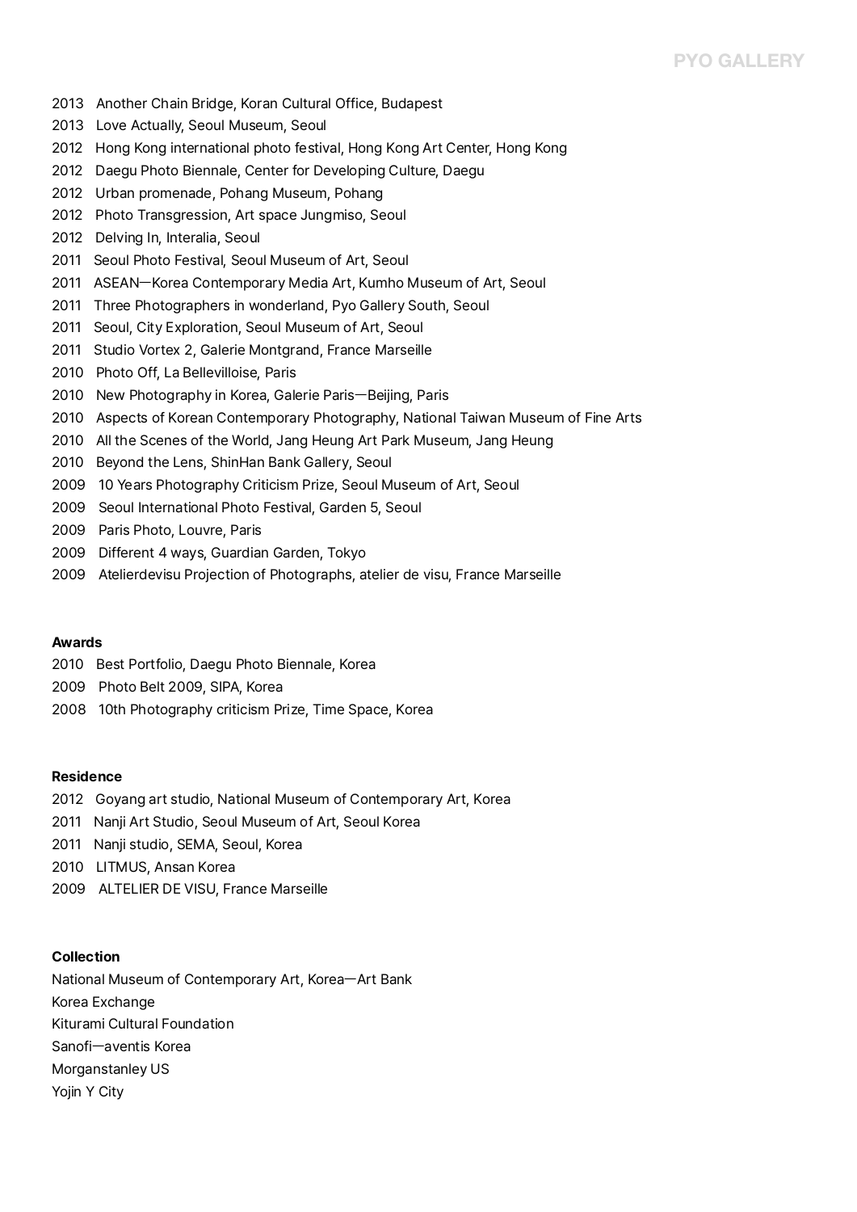2013 Another Chain Bridge, Koran Cultural Office, Budapest
2013 Love Actually, Seoul Museum, Seoul
2012 Hong Kong international photo festival, Hong Kong Art Center, Hong Kong
2012 Daegu Photo Biennale, Center for Developing Culture, Daegu
2012 Urban promenade, Pohang Museum, Pohang
2012 Photo Transgression, Art space Jungmiso, Seoul
2012 Delving In, Interalia, Seoul
2011 Seoul Photo Festival, Seoul Museum of Art, Seoul
2011 ASEAN—Korea Contemporary Media Art, Kumho Museum of Art, Seoul
2011 Three Photographers in wonderland, Pyo Gallery South, Seoul
2011 Seoul, City Exploration, Seoul Museum of Art, Seoul
2011 Studio Vortex 2, Galerie Montgrand, France Marseille
2010 Photo Off, La Bellevilloise, Paris
2010 New Photography in Korea, Galerie Paris—Beijing, Paris
2010 Aspects of Korean Contemporary Photography, National Taiwan Museum of Fine Arts
2010 All the Scenes of the World, Jang Heung Art Park Museum, Jang Heung
2010 Beyond the Lens, ShinHan Bank Gallery, Seoul
2009 10 Years Photography Criticism Prize, Seoul Museum of Art, Seoul
2009 Seoul International Photo Festival, Garden 5, Seoul
2009 Paris Photo, Louvre, Paris
2009 Different 4 ways, Guardian Garden, Tokyo
2009 Atelierdevisu Projection of Photographs, atelier de visu, France Marseille

**Awards**

2010 Best Portfolio, Daegu Photo Biennale, Korea
2009 Photo Belt 2009, SIPA, Korea
2008 10th Photography criticism Prize, Time Space, Korea

**Residence**

2012 Goyang art studio, National Museum of Contemporary Art, Korea
2011 Nanji Art Studio, Seoul Museum of Art, Seoul Korea
2011 Nanji studio, SEMA, Seoul, Korea
2010 LITMUS, Ansan Korea
2009 ALTELIER DE VISU, France Marseille

**Collection**

National Museum of Contemporary Art, Korea—Art Bank
Korea Exchange
Kiturami Cultural Foundation
Sanofi—aventis Korea
Morganstanley US
Yojin Y City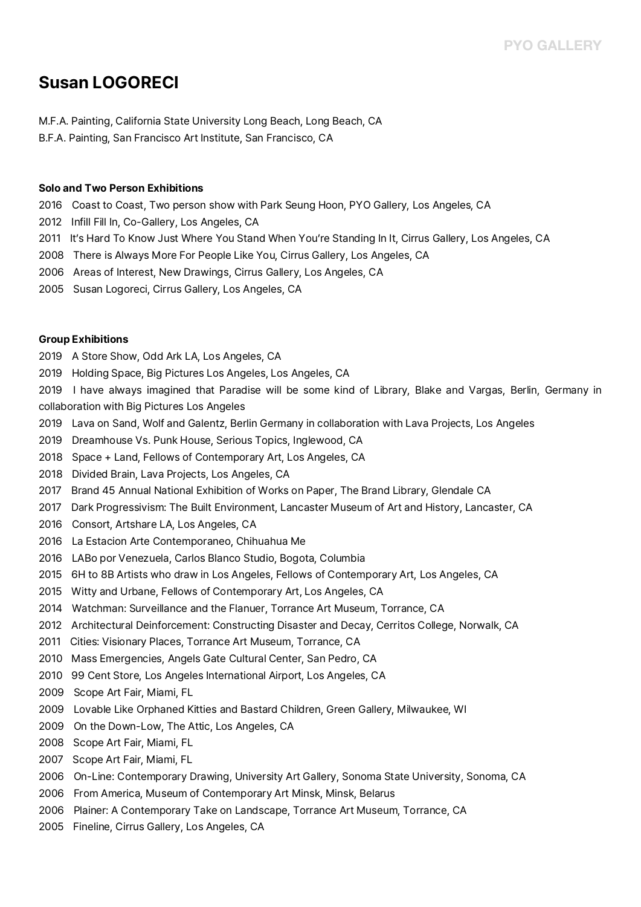# Susan LOGORECI

M.F.A. Painting, California State University Long Beach, Long Beach, CA

B.F.A. Painting, San Francisco Art Institute, San Francisco, CA

**Solo and Two Person Exhibitions**

2016 Coast to Coast, Two person show with Park Seung Hoon, PYO Gallery, Los Angeles, CA

2012 Infill Fill In, Co-Gallery, Los Angeles, CA

2011 It's Hard To Know Just Where You Stand When You're Standing In It, Cirrus Gallery, Los Angeles, CA

2008 There is Always More For People Like You, Cirrus Gallery, Los Angeles, CA

2006 Areas of Interest, New Drawings, Cirrus Gallery, Los Angeles, CA

2005 Susan Logoreci, Cirrus Gallery, Los Angeles, CA

**Group Exhibitions**

2019 A Store Show, Odd Ark LA, Los Angeles, CA

2019 Holding Space, Big Pictures Los Angeles, Los Angeles, CA

2019 I have always imagined that Paradise will be some kind of Library, Blake and Vargas, Berlin, Germany in collaboration with Big Pictures Los Angeles

2019 Lava on Sand, Wolf and Galentz, Berlin Germany in collaboration with Lava Projects, Los Angeles

2019 Dreamhouse Vs. Punk House, Serious Topics, Inglewood, CA

2018 Space + Land, Fellows of Contemporary Art, Los Angeles, CA

2018 Divided Brain, Lava Projects, Los Angeles, CA

2017 Brand 45 Annual National Exhibition of Works on Paper, The Brand Library, Glendale CA

2017 Dark Progressivism: The Built Environment, Lancaster Museum of Art and History, Lancaster, CA

2016 Consort, Artshare LA, Los Angeles, CA

2016 La Estacion Arte Contemporaneo, Chihuahua Me

2016 LABo por Venezuela, Carlos Blanco Studio, Bogota, Columbia

2015 6H to 8B Artists who draw in Los Angeles, Fellows of Contemporary Art, Los Angeles, CA

2015 Witty and Urbane, Fellows of Contemporary Art, Los Angeles, CA

2014 Watchman: Surveillance and the Flanuer, Torrance Art Museum, Torrance, CA

2012 Architectural Deinforcement: Constructing Disaster and Decay, Cerritos College, Norwalk, CA

2011 Cities: Visionary Places, Torrance Art Museum, Torrance, CA

2010 Mass Emergencies, Angels Gate Cultural Center, San Pedro, CA

2010 99 Cent Store, Los Angeles International Airport, Los Angeles, CA

2009 Scope Art Fair, Miami, FL

2009 Lovable Like Orphaned Kitties and Bastard Children, Green Gallery, Milwaukee, WI

2009 On the Down-Low, The Attic, Los Angeles, CA

2008 Scope Art Fair, Miami, FL

2007 Scope Art Fair, Miami, FL

2006 On-Line: Contemporary Drawing, University Art Gallery, Sonoma State University, Sonoma, CA

2006 From America, Museum of Contemporary Art Minsk, Minsk, Belarus

2006 Plainer: A Contemporary Take on Landscape, Torrance Art Museum, Torrance, CA

2005 Fineline, Cirrus Gallery, Los Angeles, CA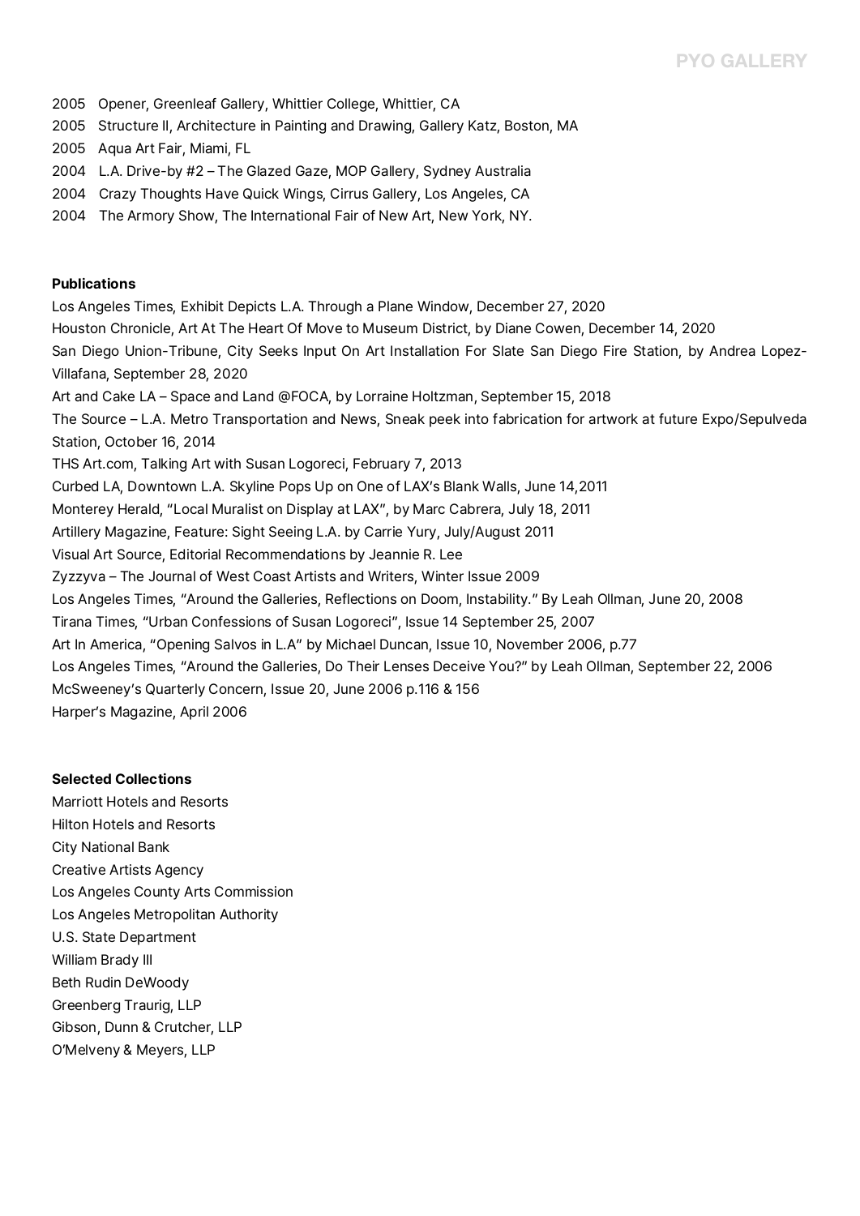2005 Opener, Greenleaf Gallery, Whittier College, Whittier, CA
2005 Structure II, Architecture in Painting and Drawing, Gallery Katz, Boston, MA
2005 Aqua Art Fair, Miami, FL
2004 L.A. Drive-by #2 – The Glazed Gaze, MOP Gallery, Sydney Australia
2004 Crazy Thoughts Have Quick Wings, Cirrus Gallery, Los Angeles, CA
2004 The Armory Show, The International Fair of New Art, New York, NY.

**Publications**

Los Angeles Times, Exhibit Depicts L.A. Through a Plane Window, December 27, 2020
Houston Chronicle, Art At The Heart Of Move to Museum District, by Diane Cowen, December 14, 2020
San Diego Union-Tribune, City Seeks Input On Art Installation For Slate San Diego Fire Station, by Andrea Lopez-Villafana, September 28, 2020
Art and Cake LA – Space and Land @FOCA, by Lorraine Holtzman, September 15, 2018
The Source – L.A. Metro Transportation and News, Sneak peek into fabrication for artwork at future Expo/Sepulveda Station, October 16, 2014
THS Art.com, Talking Art with Susan Logoreci, February 7, 2013
Curbed LA, Downtown L.A. Skyline Pops Up on One of LAX's Blank Walls, June 14,2011
Monterey Herald, "Local Muralist on Display at LAX", by Marc Cabrera, July 18, 2011
Artillery Magazine, Feature: Sight Seeing L.A. by Carrie Yury, July/August 2011
Visual Art Source, Editorial Recommendations by Jeannie R. Lee
Zyzzyva – The Journal of West Coast Artists and Writers, Winter Issue 2009
Los Angeles Times, "Around the Galleries, Reflections on Doom, Instability." By Leah Ollman, June 20, 2008
Tirana Times, "Urban Confessions of Susan Logoreci", Issue 14 September 25, 2007
Art In America, "Opening Salvos in L.A" by Michael Duncan, Issue 10, November 2006, p.77
Los Angeles Times, "Around the Galleries, Do Their Lenses Deceive You?" by Leah Ollman, September 22, 2006
McSweeney's Quarterly Concern, Issue 20, June 2006 p.116 & 156
Harper's Magazine, April 2006

**Selected Collections**

Marriott Hotels and Resorts
Hilton Hotels and Resorts
City National Bank
Creative Artists Agency
Los Angeles County Arts Commission
Los Angeles Metropolitan Authority
U.S. State Department
William Brady III
Beth Rudin DeWoody
Greenberg Traurig, LLP
Gibson, Dunn & Crutcher, LLP
O'Melveny & Meyers, LLP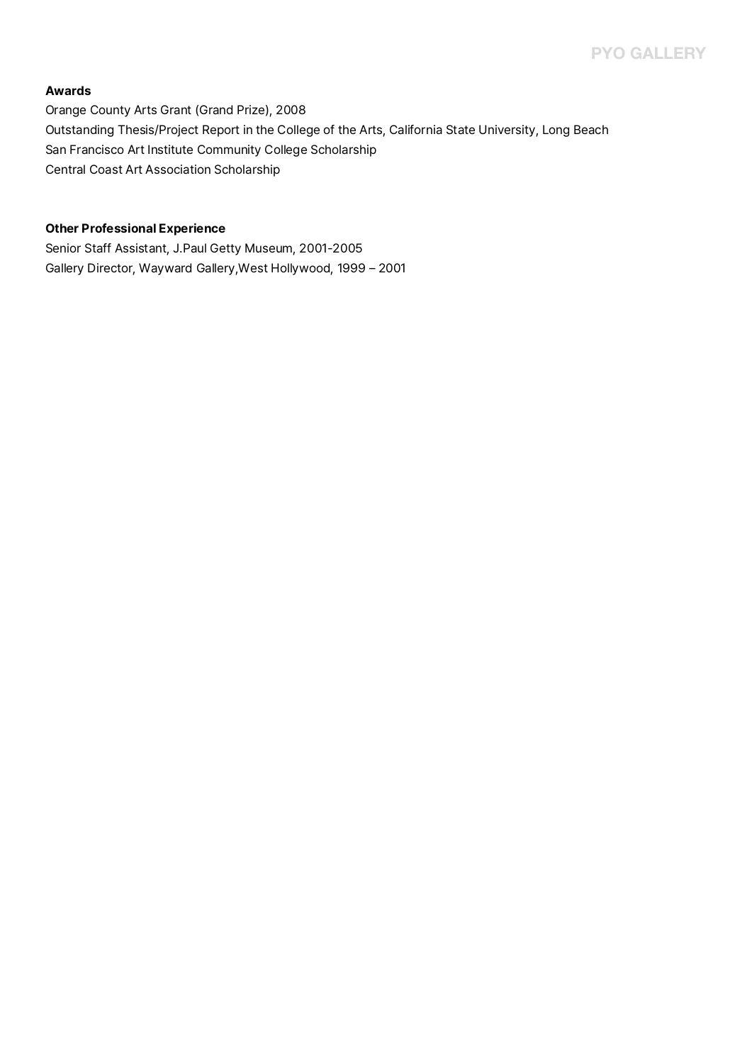**Awards**

Orange County Arts Grant (Grand Prize), 2008
Outstanding Thesis/Project Report in the College of the Arts, California State University, Long Beach
San Francisco Art Institute Community College Scholarship
Central Coast Art Association Scholarship

**Other Professional Experience**

Senior Staff Assistant, J.Paul Getty Museum, 2001-2005
Gallery Director, Wayward Gallery,West Hollywood, 1999 – 2001